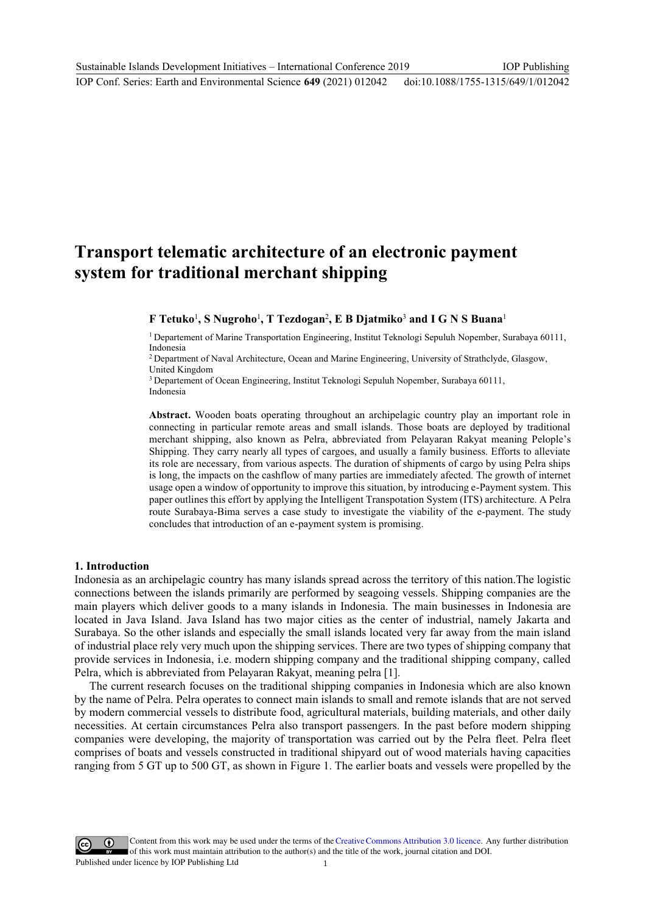# Transport telematic architecture of an electronic payment system for traditional merchant shipping

**F Tetuko**[1], **S Nugroho**[1], **T Tezdogan**[2], **E B Djatmiko**[3] **and I G N S Buana**[1]

[1] Departement of Marine Transportation Engineering, Institut Teknologi Sepuluh Nopember, Surabaya 60111, Indonesia

[2] Department of Naval Architecture, Ocean and Marine Engineering, University of Strathclyde, Glasgow, United Kingdom

[3] Departement of Ocean Engineering, Institut Teknologi Sepuluh Nopember, Surabaya 60111, Indonesia

**Abstract.** Wooden boats operating throughout an archipelagic country play an important role in connecting in particular remote areas and small islands. Those boats are deployed by traditional merchant shipping, also known as Pelra, abbreviated from Pelayaran Rakyat meaning Pelople's Shipping. They carry nearly all types of cargoes, and usually a family business. Efforts to alleviate its role are necessary, from various aspects. The duration of shipments of cargo by using Pelra ships is long, the impacts on the cashflow of many parties are immediately afected. The growth of internet usage open a window of opportunity to improve this situation, by introducing e-Payment system. This paper outlines this effort by applying the Intelligent Transpotation System (ITS) architecture. A Pelra route Surabaya-Bima serves a case study to investigate the viability of the e-payment. The study concludes that introduction of an e-payment system is promising.

## 1. Introduction

Indonesia as an archipelagic country has many islands spread across the territory of this nation.The logistic connections between the islands primarily are performed by seagoing vessels. Shipping companies are the main players which deliver goods to a many islands in Indonesia. The main businesses in Indonesia are located in Java Island. Java Island has two major cities as the center of industrial, namely Jakarta and Surabaya. So the other islands and especially the small islands located very far away from the main island of industrial place rely very much upon the shipping services. There are two types of shipping company that provide services in Indonesia, i.e. modern shipping company and the traditional shipping company, called Pelra, which is abbreviated from Pelayaran Rakyat, meaning pelra [1].

The current research focuses on the traditional shipping companies in Indonesia which are also known by the name of Pelra. Pelra operates to connect main islands to small and remote islands that are not served by modern commercial vessels to distribute food, agricultural materials, building materials, and other daily necessities. At certain circumstances Pelra also transport passengers. In the past before modern shipping companies were developing, the majority of transportation was carried out by the Pelra fleet. Pelra fleet comprises of boats and vessels constructed in traditional shipyard out of wood materials having capacities ranging from 5 GT up to 500 GT, as shown in Figure 1. The earlier boats and vessels were propelled by the

Content from this work may be used under the terms of the Creative Commons Attribution 3.0 licence. Any further distribution of this work must maintain attribution to the author(s) and the title of the work, journal citation and DOI.
Published under licence by IOP Publishing Ltd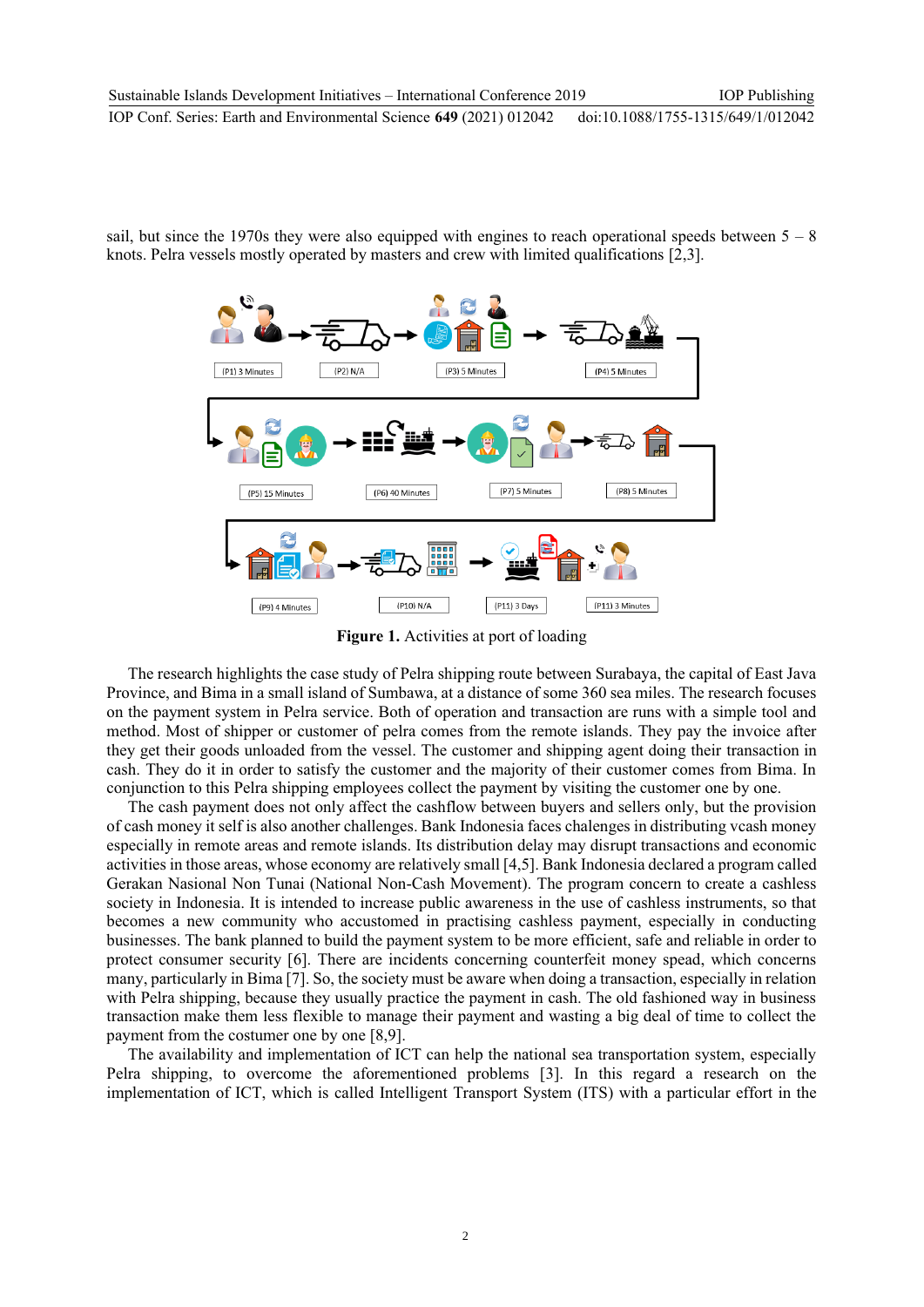sail, but since the 1970s they were also equipped with engines to reach operational speeds between 5 – 8 knots. Pelra vessels mostly operated by masters and crew with limited qualifications [2,3].

(P1) 3 Minutes (P2) N/A (P3) 5 Minutes (P4) 5 Minutes

(P5) 15 Minutes (P6) 40 Minutes (P7) 5 Minutes (P8) 5 Minutes

(P9) 4 Minutes (P10) N/A (P11) 3 Days (P11) 3 Minutes

**Figure 1.** Activities at port of loading

The research highlights the case study of Pelra shipping route between Surabaya, the capital of East Java Province, and Bima in a small island of Sumbawa, at a distance of some 360 sea miles. The research focuses on the payment system in Pelra service. Both of operation and transaction are runs with a simple tool and method. Most of shipper or customer of pelra comes from the remote islands. They pay the invoice after they get their goods unloaded from the vessel. The customer and shipping agent doing their transaction in cash. They do it in order to satisfy the customer and the majority of their customer comes from Bima. In conjunction to this Pelra shipping employees collect the payment by visiting the customer one by one.

The cash payment does not only affect the cashflow between buyers and sellers only, but the provision of cash money it self is also another challenges. Bank Indonesia faces chalenges in distributing vcash money especially in remote areas and remote islands. Its distribution delay may disrupt transactions and economic activities in those areas, whose economy are relatively small [4,5]. Bank Indonesia declared a program called Gerakan Nasional Non Tunai (National Non-Cash Movement). The program concern to create a cashless society in Indonesia. It is intended to increase public awareness in the use of cashless instruments, so that becomes a new community who accustomed in practising cashless payment, especially in conducting businesses. The bank planned to build the payment system to be more efficient, safe and reliable in order to protect consumer security [6]. There are incidents concerning counterfeit money spead, which concerns many, particularly in Bima [7]. So, the society must be aware when doing a transaction, especially in relation with Pelra shipping, because they usually practice the payment in cash. The old fashioned way in business transaction make them less flexible to manage their payment and wasting a big deal of time to collect the payment from the costumer one by one [8,9].

The availability and implementation of ICT can help the national sea transportation system, especially Pelra shipping, to overcome the aforementioned problems [3]. In this regard a research on the implementation of ICT, which is called Intelligent Transport System (ITS) with a particular effort in the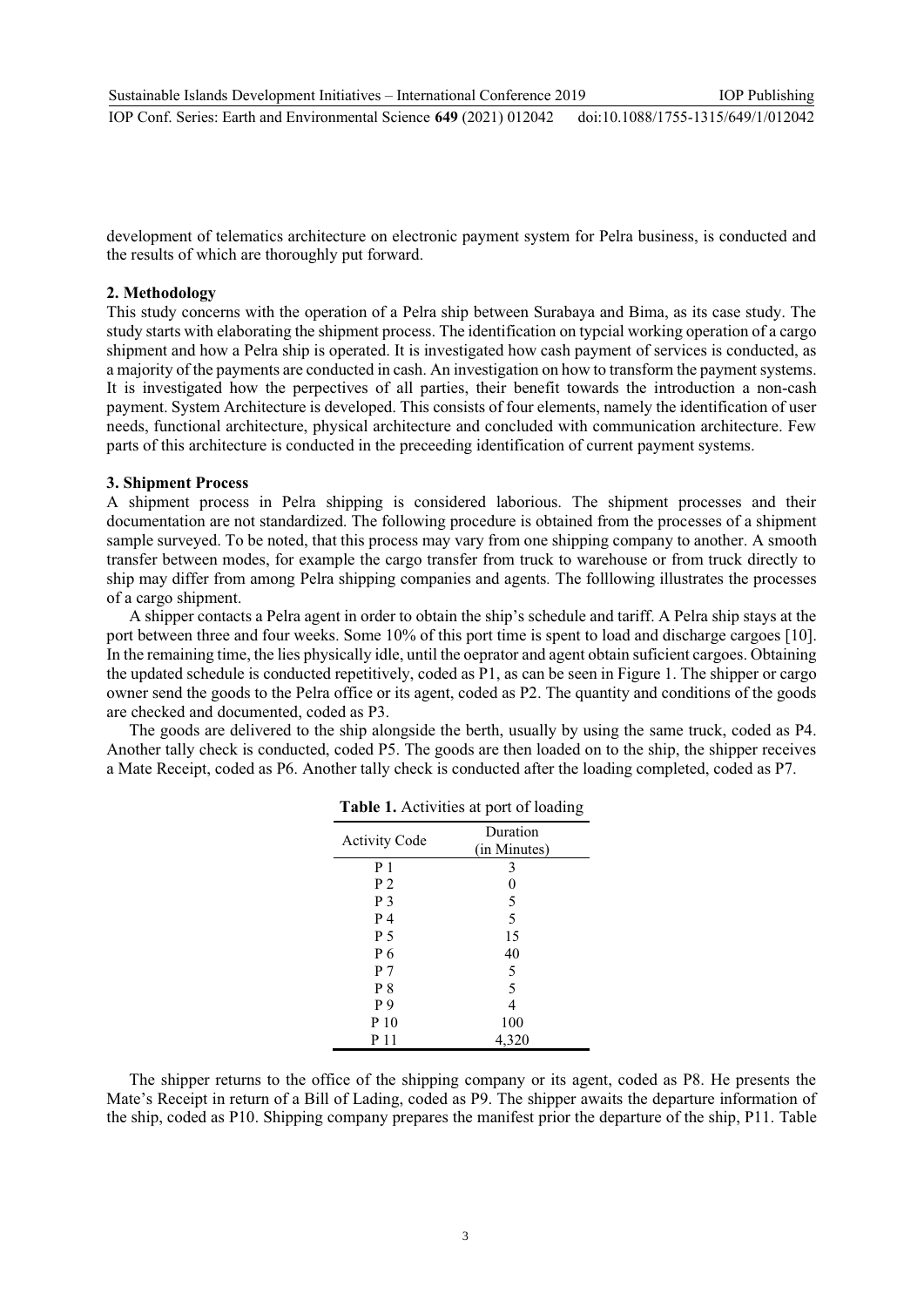development of telematics architecture on electronic payment system for Pelra business, is conducted and the results of which are thoroughly put forward.

## 2. Methodology

This study concerns with the operation of a Pelra ship between Surabaya and Bima, as its case study. The study starts with elaborating the shipment process. The identification on typcial working operation of a cargo shipment and how a Pelra ship is operated. It is investigated how cash payment of services is conducted, as a majority of the payments are conducted in cash. An investigation on how to transform the payment systems. It is investigated how the perpectives of all parties, their benefit towards the introduction a non-cash payment. System Architecture is developed. This consists of four elements, namely the identification of user needs, functional architecture, physical architecture and concluded with communication architecture. Few parts of this architecture is conducted in the preceeding identification of current payment systems.

## 3. Shipment Process

A shipment process in Pelra shipping is considered laborious. The shipment processes and their documentation are not standardized. The following procedure is obtained from the processes of a shipment sample surveyed. To be noted, that this process may vary from one shipping company to another. A smooth transfer between modes, for example the cargo transfer from truck to warehouse or from truck directly to ship may differ from among Pelra shipping companies and agents*.* The folllowing illustrates the processes of a cargo shipment.

A shipper contacts a Pelra agent in order to obtain the ship's schedule and tariff. A Pelra ship stays at the port between three and four weeks. Some 10% of this port time is spent to load and discharge cargoes [10]. In the remaining time, the lies physically idle, until the oeprator and agent obtain suficient cargoes. Obtaining the updated schedule is conducted repetitively, coded as P1, as can be seen in Figure 1. The shipper or cargo owner send the goods to the Pelra office or its agent, coded as P2. The quantity and conditions of the goods are checked and documented, coded as P3.

The goods are delivered to the ship alongside the berth, usually by using the same truck, coded as P4. Another tally check is conducted, coded P5. The goods are then loaded on to the ship, the shipper receives a Mate Receipt, coded as P6. Another tally check is conducted after the loading completed, coded as P7.

**Table 1.** Activities at port of loading

| Activity Code | Duration (in Minutes) |
|---|---|
| P 1 | 3 |
| P 2 | 0 |
| P 3 | 5 |
| P 4 | 5 |
| P 5 | 15 |
| P 6 | 40 |
| P 7 | 5 |
| P 8 | 5 |
| P 9 | 4 |
| P 10 | 100 |
| P 11 | 4,320 |

The shipper returns to the office of the shipping company or its agent, coded as P8. He presents the Mate's Receipt in return of a Bill of Lading, coded as P9. The shipper awaits the departure information of the ship, coded as P10. Shipping company prepares the manifest prior the departure of the ship, P11. Table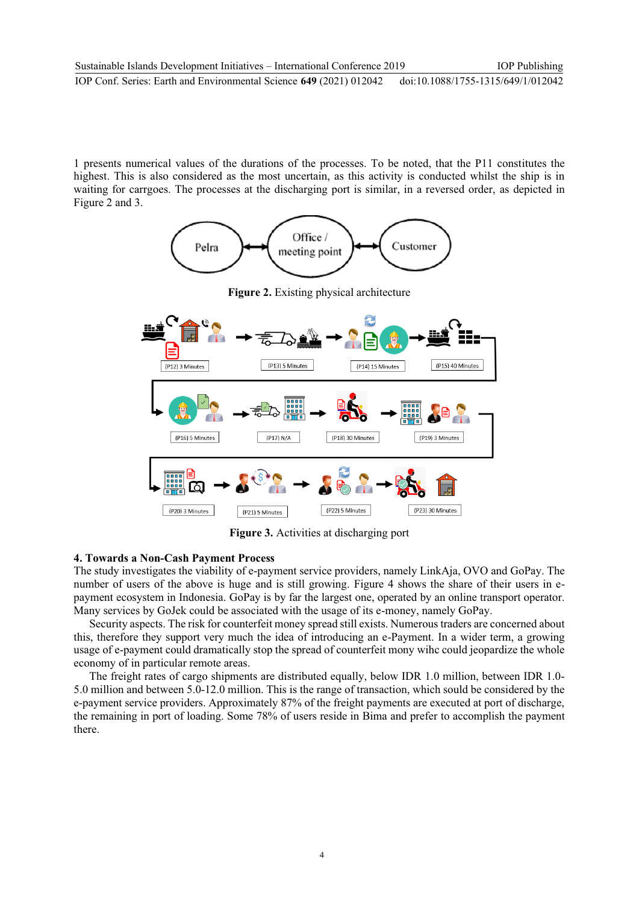1 presents numerical values of the durations of the processes. To be noted, that the P11 constitutes the highest. This is also considered as the most uncertain, as this activity is conducted whilst the ship is in waiting for carrgoes. The processes at the discharging port is similar, in a reversed order, as depicted in Figure 2 and 3.

**Figure 2.** Existing physical architecture

**Figure 3.** Activities at discharging port

## 4. Towards a Non-Cash Payment Process

The study investigates the viability of e-payment service providers, namely LinkAja, OVO and GoPay. The number of users of the above is huge and is still growing. Figure 4 shows the share of their users in e-payment ecosystem in Indonesia. GoPay is by far the largest one, operated by an online transport operator. Many services by GoJek could be associated with the usage of its e-money, namely GoPay.

Security aspects. The risk for counterfeit money spread still exists. Numerous traders are concerned about this, therefore they support very much the idea of introducing an e-Payment. In a wider term, a growing usage of e-payment could dramatically stop the spread of counterfeit mony wihc could jeopardize the whole economy of in particular remote areas.

The freight rates of cargo shipments are distributed equally, below IDR 1.0 million, between IDR 1.0-5.0 million and between 5.0-12.0 million. This is the range of transaction, which sould be considered by the e-payment service providers. Approximately 87% of the freight payments are executed at port of discharge, the remaining in port of loading. Some 78% of users reside in Bima and prefer to accomplish the payment there.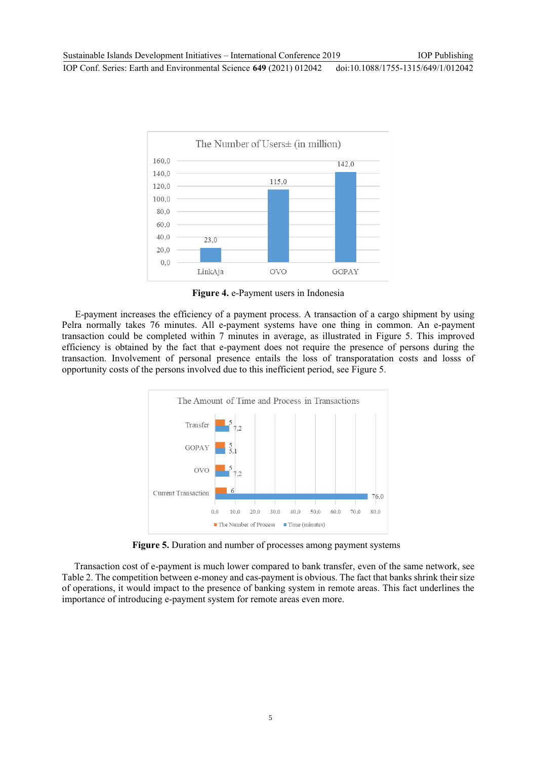**Figure 4.** e-Payment users in Indonesia

E-payment increases the efficiency of a payment process. A transaction of a cargo shipment by using Pelra normally takes 76 minutes. All e-payment systems have one thing in common. An e-payment transaction could be completed within 7 minutes in average, as illustrated in Figure 5. This improved efficiency is obtained by the fact that e-payment does not require the presence of persons during the transaction. Involvement of personal presence entails the loss of transporatation costs and losss of opportunity costs of the persons involved due to this inefficient period, see Figure 5.

**Figure 5.** Duration and number of processes among payment systems

Transaction cost of e-payment is much lower compared to bank transfer, even of the same network, see Table 2. The competition between e-money and cas-payment is obvious. The fact that banks shrink their size of operations, it would impact to the presence of banking system in remote areas. This fact underlines the importance of introducing e-payment system for remote areas even more.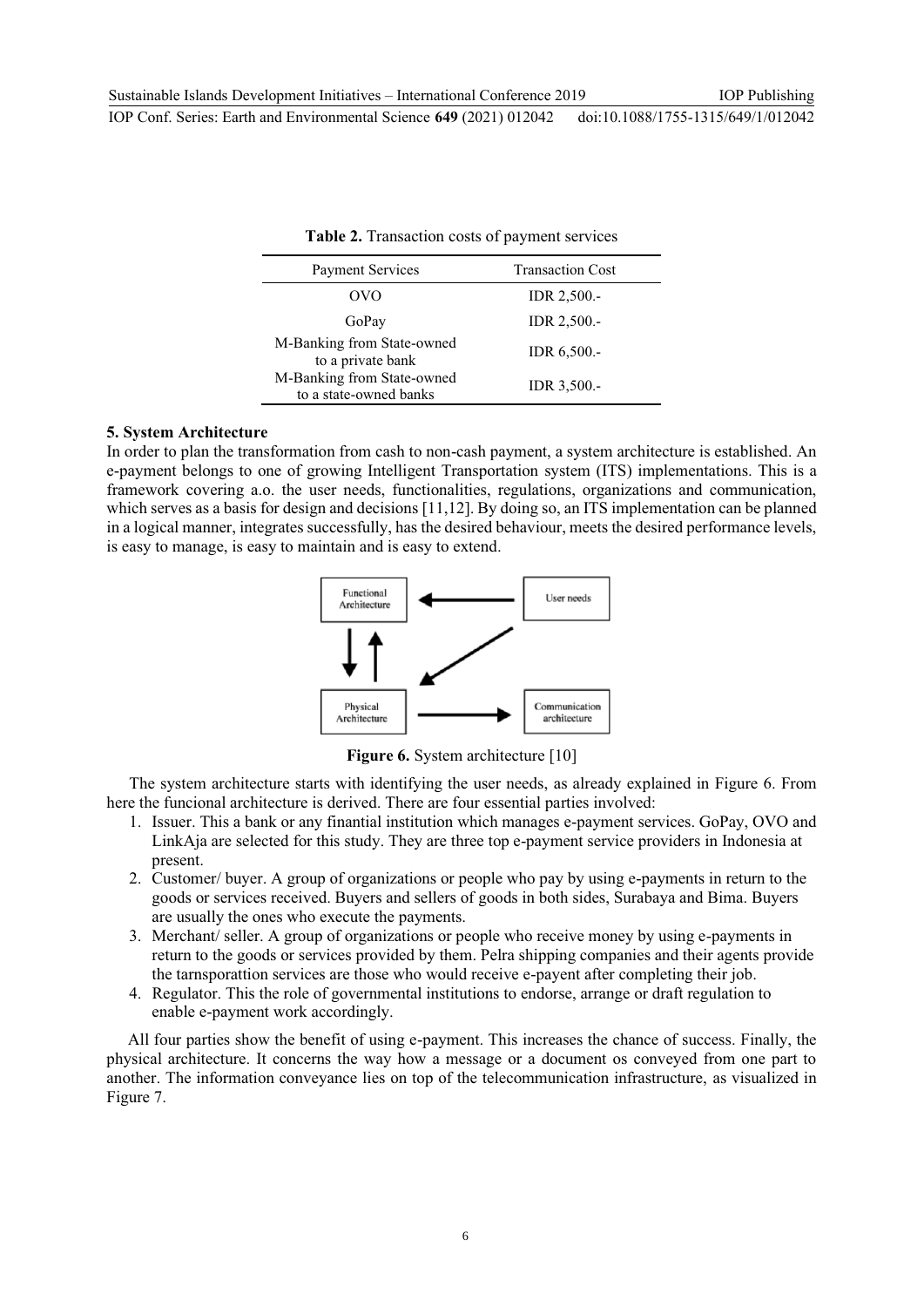**Table 2.** Transaction costs of payment services

| Payment Services | Transaction Cost |
|---|---|
| OVO | IDR 2,500.- |
| GoPay | IDR 2,500.- |
| M-Banking from State-owned to a private bank | IDR 6,500.- |
| M-Banking from State-owned to a state-owned banks | IDR 3,500.- |

## 5. System Architecture

In order to plan the transformation from cash to non-cash payment, a system architecture is established. An e-payment belongs to one of growing Intelligent Transportation system (ITS) implementations. This is a framework covering a.o. the user needs, functionalities, regulations, organizations and communication, which serves as a basis for design and decisions [11,12]. By doing so, an ITS implementation can be planned in a logical manner, integrates successfully, has the desired behaviour, meets the desired performance levels, is easy to manage, is easy to maintain and is easy to extend.

**Figure 6.** System architecture [10]

The system architecture starts with identifying the user needs, as already explained in Figure 6. From here the funcional architecture is derived. There are four essential parties involved:

1. Issuer. This a bank or any finantial institution which manages e-payment services. GoPay, OVO and LinkAja are selected for this study. They are three top e-payment service providers in Indonesia at present.
2. Customer/ buyer. A group of organizations or people who pay by using e-payments in return to the goods or services received. Buyers and sellers of goods in both sides, Surabaya and Bima. Buyers are usually the ones who execute the payments.
3. Merchant/ seller. A group of organizations or people who receive money by using e-payments in return to the goods or services provided by them. Pelra shipping companies and their agents provide the tarnsporattion services are those who would receive e-payent after completing their job.
4. Regulator. This the role of governmental institutions to endorse, arrange or draft regulation to enable e-payment work accordingly.

All four parties show the benefit of using e-payment. This increases the chance of success. Finally, the physical architecture. It concerns the way how a message or a document os conveyed from one part to another. The information conveyance lies on top of the telecommunication infrastructure, as visualized in Figure 7.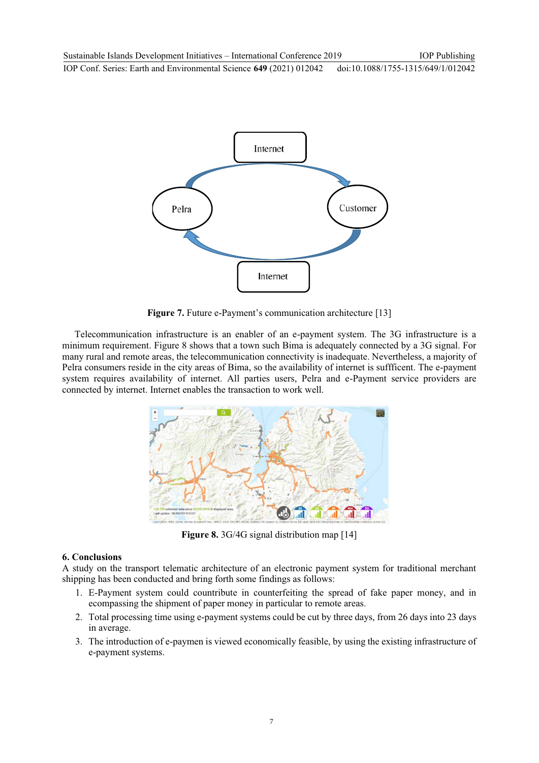Figure 7. Future e-Payment's communication architecture [13]

Telecommunication infrastructure is an enabler of an e-payment system. The 3G infrastructure is a minimum requirement. Figure 8 shows that a town such Bima is adequately connected by a 3G signal. For many rural and remote areas, the telecommunication connectivity is inadequate. Nevertheless, a majority of Pelra consumers reside in the city areas of Bima, so the availability of internet is suffficent. The e-payment system requires availability of internet. All parties users, Pelra and e-Payment service providers are connected by internet. Internet enables the transaction to work well.

Figure 8. 3G/4G signal distribution map [14]

## 6. Conclusions

A study on the transport telematic architecture of an electronic payment system for traditional merchant shipping has been conducted and bring forth some findings as follows:

1. E-Payment system could countribute in counterfeiting the spread of fake paper money, and in ecompassing the shipment of paper money in particular to remote areas.
2. Total processing time using e-payment systems could be cut by three days, from 26 days into 23 days in average.
3. The introduction of e-paymen is viewed economically feasible, by using the existing infrastructure of e-payment systems.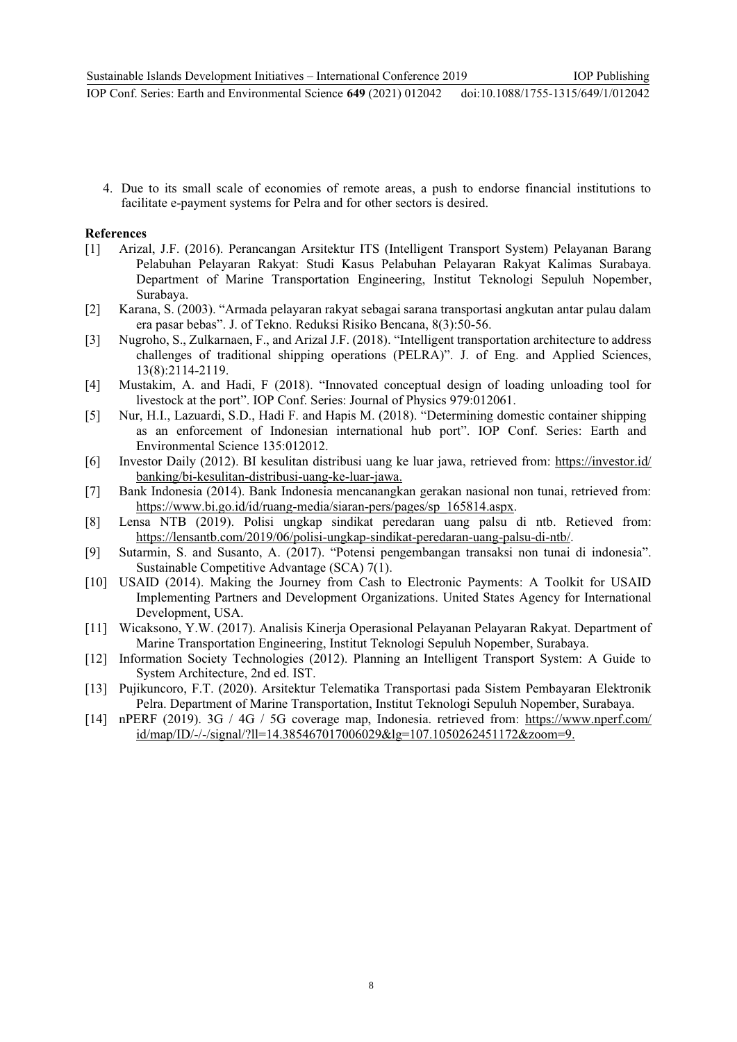4. Due to its small scale of economies of remote areas, a push to endorse financial institutions to facilitate e-payment systems for Pelra and for other sectors is desired.

**References**

[1] Arizal, J.F. (2016). Perancangan Arsitektur ITS (Intelligent Transport System) Pelayanan Barang Pelabuhan Pelayaran Rakyat: Studi Kasus Pelabuhan Pelayaran Rakyat Kalimas Surabaya. Department of Marine Transportation Engineering, Institut Teknologi Sepuluh Nopember, Surabaya.

[2] Karana, S. (2003). "Armada pelayaran rakyat sebagai sarana transportasi angkutan antar pulau dalam era pasar bebas". J. of Tekno. Reduksi Risiko Bencana, 8(3):50-56.

[3] Nugroho, S., Zulkarnaen, F., and Arizal J.F. (2018). "Intelligent transportation architecture to address challenges of traditional shipping operations (PELRA)". J. of Eng. and Applied Sciences, 13(8):2114-2119.

[4] Mustakim, A. and Hadi, F (2018). "Innovated conceptual design of loading unloading tool for livestock at the port". IOP Conf. Series: Journal of Physics 979:012061.

[5] Nur, H.I., Lazuardi, S.D., Hadi F. and Hapis M. (2018). "Determining domestic container shipping as an enforcement of Indonesian international hub port". IOP Conf. Series: Earth and Environmental Science 135:012012.

[6] Investor Daily (2012). BI kesulitan distribusi uang ke luar jawa, retrieved from: https://investor.id/banking/bi-kesulitan-distribusi-uang-ke-luar-jawa.

[7] Bank Indonesia (2014). Bank Indonesia mencanangkan gerakan nasional non tunai, retrieved from: https://www.bi.go.id/id/ruang-media/siaran-pers/pages/sp_165814.aspx.

[8] Lensa NTB (2019). Polisi ungkap sindikat peredaran uang palsu di ntb. Retieved from: https://lensantb.com/2019/06/polisi-ungkap-sindikat-peredaran-uang-palsu-di-ntb/.

[9] Sutarmin, S. and Susanto, A. (2017). "Potensi pengembangan transaksi non tunai di indonesia". Sustainable Competitive Advantage (SCA) 7(1).

[10] USAID (2014). Making the Journey from Cash to Electronic Payments: A Toolkit for USAID Implementing Partners and Development Organizations. United States Agency for International Development, USA.

[11] Wicaksono, Y.W. (2017). Analisis Kinerja Operasional Pelayanan Pelayaran Rakyat. Department of Marine Transportation Engineering, Institut Teknologi Sepuluh Nopember, Surabaya.

[12] Information Society Technologies (2012). Planning an Intelligent Transport System: A Guide to System Architecture, 2nd ed. IST.

[13] Pujikuncoro, F.T. (2020). Arsitektur Telematika Transportasi pada Sistem Pembayaran Elektronik Pelra. Department of Marine Transportation, Institut Teknologi Sepuluh Nopember, Surabaya.

[14] nPERF (2019). 3G / 4G / 5G coverage map, Indonesia. retrieved from: https://www.nperf.com/id/map/ID/-/-/signal/?ll=14.385467017006029&lg=107.1050262451172&zoom=9.